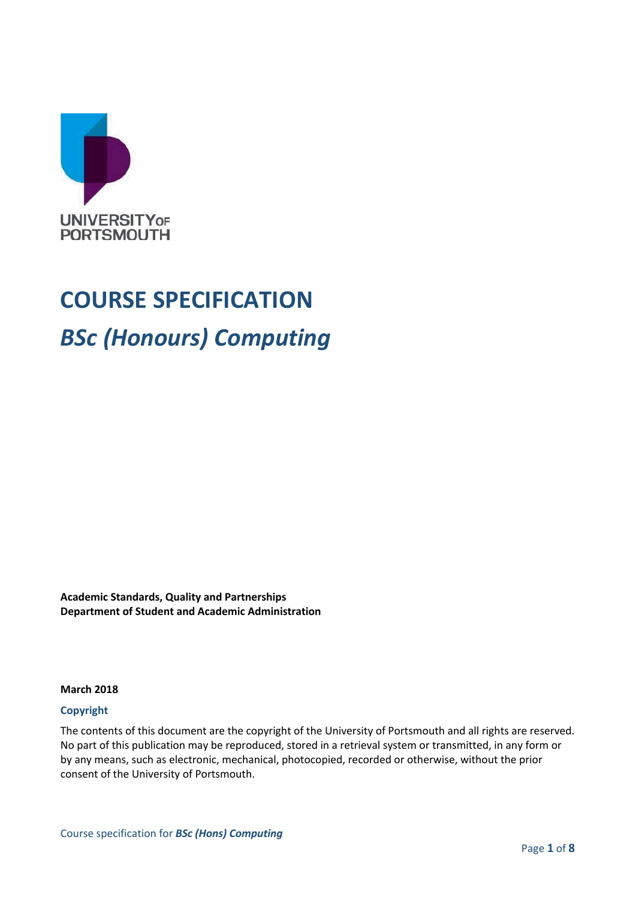UNIVERSITY OF PORTSMOUTH

# COURSE SPECIFICATION

## *BSc (Honours) Computing*

**Academic Standards, Quality and Partnerships**
**Department of Student and Academic Administration**

**March 2018**

### Copyright

The contents of this document are the copyright of the University of Portsmouth and all rights are reserved. No part of this publication may be reproduced, stored in a retrieval system or transmitted, in any form or by any means, such as electronic, mechanical, photocopied, recorded or otherwise, without the prior consent of the University of Portsmouth.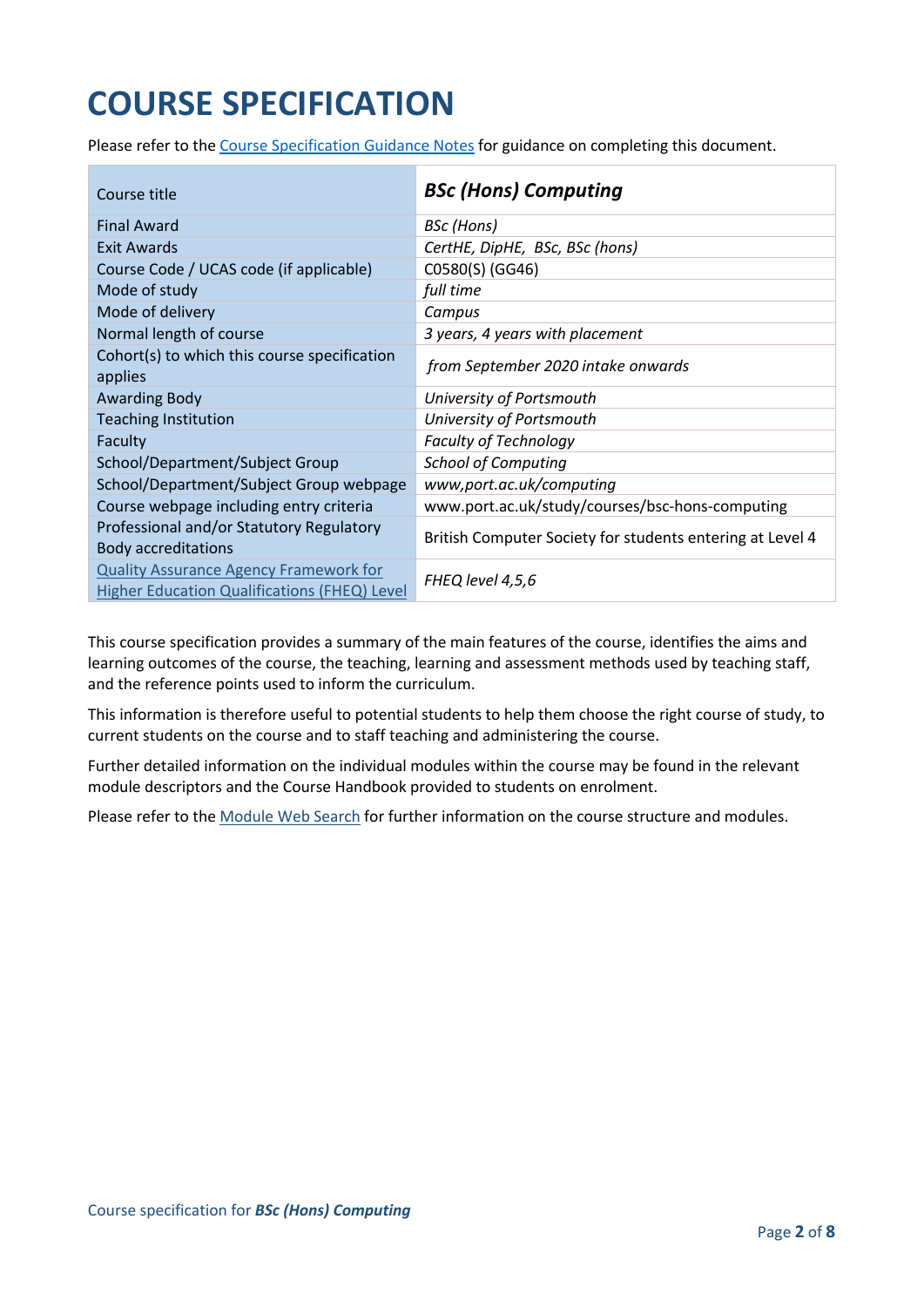# COURSE SPECIFICATION

Please refer to the Course Specification Guidance Notes for guidance on completing this document.

| Course title | ***BSc (Hons) Computing*** |
|---|---|
| Final Award | *BSc (Hons)* |
| Exit Awards | *CertHE, DipHE, BSc, BSc (hons)* |
| Course Code / UCAS code (if applicable) | C0580(S) (GG46) |
| Mode of study | *full time* |
| Mode of delivery | *Campus* |
| Normal length of course | *3 years, 4 years with placement* |
| Cohort(s) to which this course specification applies | *from September 2020 intake onwards* |
| Awarding Body | *University of Portsmouth* |
| Teaching Institution | *University of Portsmouth* |
| Faculty | *Faculty of Technology* |
| School/Department/Subject Group | *School of Computing* |
| School/Department/Subject Group webpage | *www,port.ac.uk/computing* |
| Course webpage including entry criteria | www.port.ac.uk/study/courses/bsc-hons-computing |
| Professional and/or Statutory Regulatory Body accreditations | British Computer Society for students entering at Level 4 |
| Quality Assurance Agency Framework for Higher Education Qualifications (FHEQ) Level | *FHEQ level 4,5,6* |

This course specification provides a summary of the main features of the course, identifies the aims and learning outcomes of the course, the teaching, learning and assessment methods used by teaching staff, and the reference points used to inform the curriculum.

This information is therefore useful to potential students to help them choose the right course of study, to current students on the course and to staff teaching and administering the course.

Further detailed information on the individual modules within the course may be found in the relevant module descriptors and the Course Handbook provided to students on enrolment.

Please refer to the Module Web Search for further information on the course structure and modules.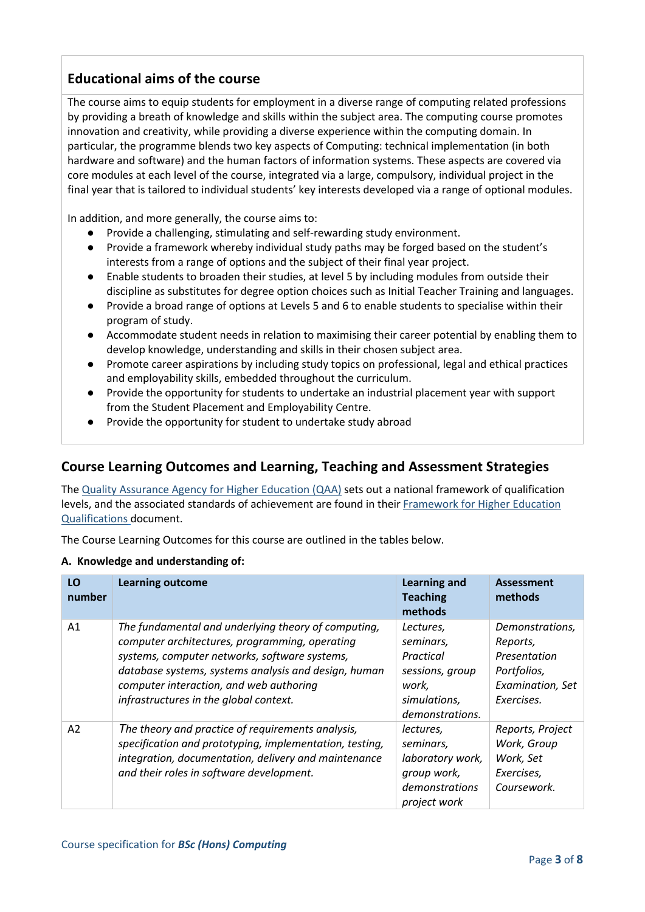## Educational aims of the course

The course aims to equip students for employment in a diverse range of computing related professions by providing a breath of knowledge and skills within the subject area. The computing course promotes innovation and creativity, while providing a diverse experience within the computing domain. In particular, the programme blends two key aspects of Computing: technical implementation (in both hardware and software) and the human factors of information systems. These aspects are covered via core modules at each level of the course, integrated via a large, compulsory, individual project in the final year that is tailored to individual students' key interests developed via a range of optional modules.

In addition, and more generally, the course aims to:

- Provide a challenging, stimulating and self-rewarding study environment.
- Provide a framework whereby individual study paths may be forged based on the student's interests from a range of options and the subject of their final year project.
- Enable students to broaden their studies, at level 5 by including modules from outside their discipline as substitutes for degree option choices such as Initial Teacher Training and languages.
- Provide a broad range of options at Levels 5 and 6 to enable students to specialise within their program of study.
- Accommodate student needs in relation to maximising their career potential by enabling them to develop knowledge, understanding and skills in their chosen subject area.
- Promote career aspirations by including study topics on professional, legal and ethical practices and employability skills, embedded throughout the curriculum.
- Provide the opportunity for students to undertake an industrial placement year with support from the Student Placement and Employability Centre.
- Provide the opportunity for student to undertake study abroad

## Course Learning Outcomes and Learning, Teaching and Assessment Strategies

The Quality Assurance Agency for Higher Education (QAA) sets out a national framework of qualification levels, and the associated standards of achievement are found in their Framework for Higher Education Qualifications document.

The Course Learning Outcomes for this course are outlined in the tables below.

**A. Knowledge and understanding of:**

| LO number | Learning outcome | Learning and Teaching methods | Assessment methods |
|---|---|---|---|
| A1 | *The fundamental and underlying theory of computing, computer architectures, programming, operating systems, computer networks, software systems, database systems, systems analysis and design, human computer interaction, and web authoring infrastructures in the global context.* | *Lectures, seminars, Practical sessions, group work, simulations, demonstrations.* | *Demonstrations, Reports, Presentation Portfolios, Examination, Set Exercises.* |
| A2 | *The theory and practice of requirements analysis, specification and prototyping, implementation, testing, integration, documentation, delivery and maintenance and their roles in software development.* | *lectures, seminars, laboratory work, group work, demonstrations project work* | *Reports, Project Work, Group Work, Set Exercises, Coursework.* |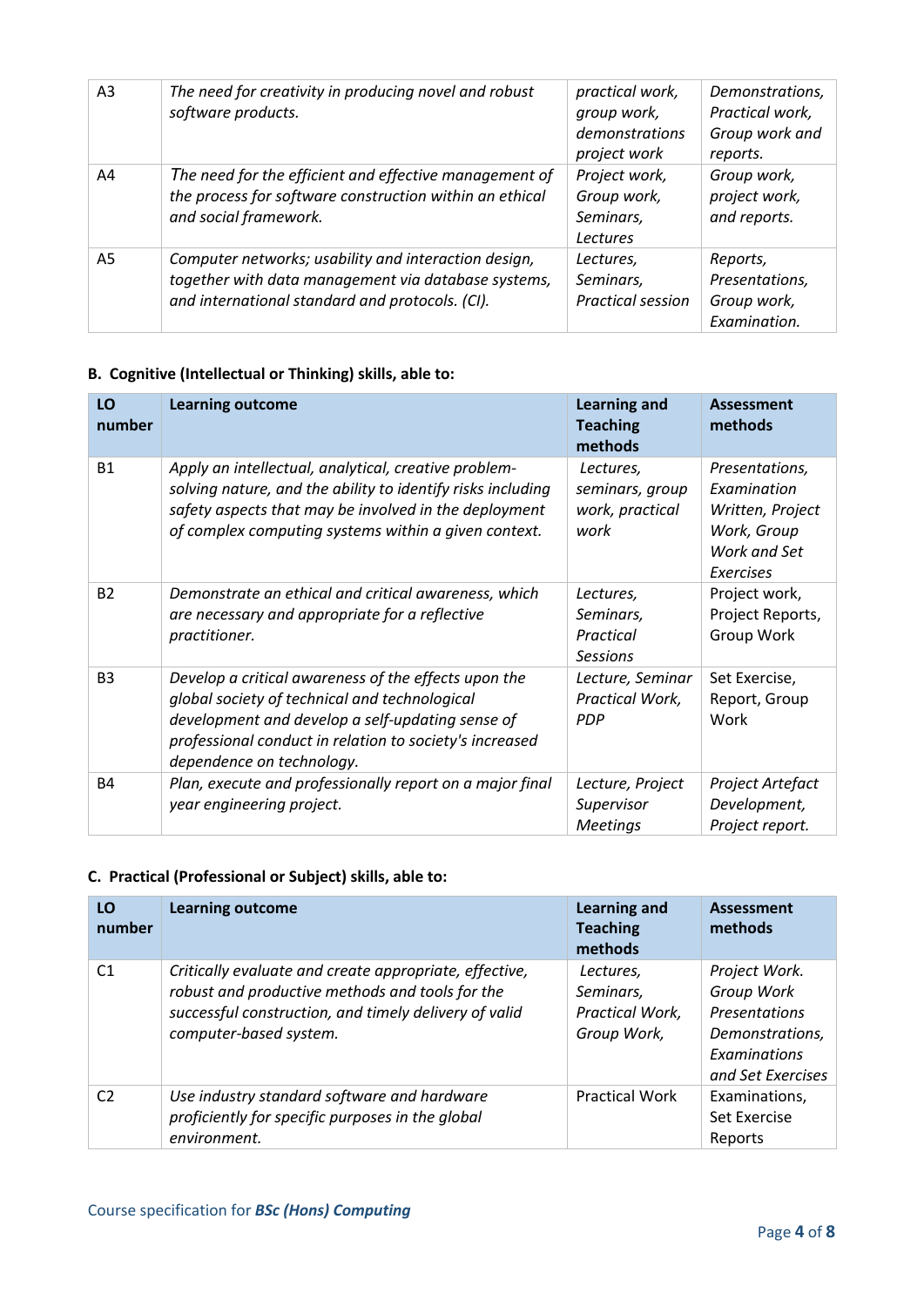| | | | |
|---|---|---|---|
| A3 | *The need for creativity in producing novel and robust software products.* | *practical work, group work, demonstrations project work* | *Demonstrations, Practical work, Group work and reports.* |
| A4 | *The need for the efficient and effective management of the process for software construction within an ethical and social framework.* | *Project work, Group work, Seminars, Lectures* | *Group work, project work, and reports.* |
| A5 | *Computer networks; usability and interaction design, together with data management via database systems, and international standard and protocols. (CI).* | *Lectures, Seminars, Practical session* | *Reports, Presentations, Group work, Examination.* |

### B. Cognitive (Intellectual or Thinking) skills, able to:

| LO number | Learning outcome | Learning and Teaching methods | Assessment methods |
|---|---|---|---|
| B1 | *Apply an intellectual, analytical, creative problem-solving nature, and the ability to identify risks including safety aspects that may be involved in the deployment of complex computing systems within a given context.* | *Lectures, seminars, group work, practical work* | *Presentations, Examination Written, Project Work, Group Work and Set Exercises* |
| B2 | *Demonstrate an ethical and critical awareness, which are necessary and appropriate for a reflective practitioner.* | *Lectures, Seminars, Practical Sessions* | Project work, Project Reports, Group Work |
| B3 | *Develop a critical awareness of the effects upon the global society of technical and technological development and develop a self-updating sense of professional conduct in relation to society's increased dependence on technology.* | *Lecture, Seminar Practical Work, PDP* | Set Exercise, Report, Group Work |
| B4 | *Plan, execute and professionally report on a major final year engineering project.* | *Lecture, Project Supervisor Meetings* | *Project Artefact Development, Project report.* |

### C. Practical (Professional or Subject) skills, able to:

| LO number | Learning outcome | Learning and Teaching methods | Assessment methods |
|---|---|---|---|
| C1 | *Critically evaluate and create appropriate, effective, robust and productive methods and tools for the successful construction, and timely delivery of valid computer-based system.* | *Lectures, Seminars, Practical Work, Group Work,* | *Project Work. Group Work Presentations Demonstrations, Examinations and Set Exercises* |
| C2 | *Use industry standard software and hardware proficiently for specific purposes in the global environment.* | Practical Work | Examinations, Set Exercise Reports |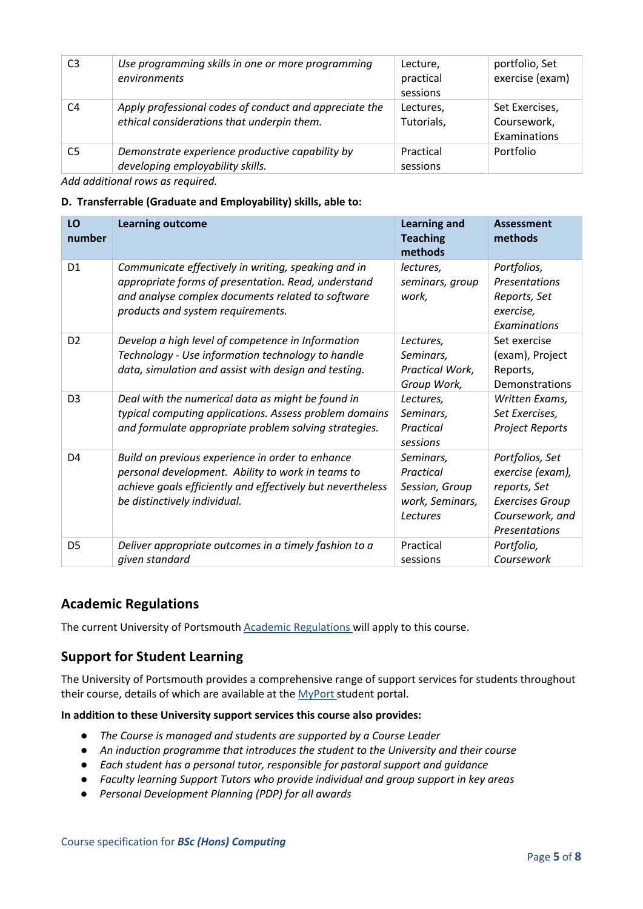| | | | |
|---|---|---|---|
| C3 | *Use programming skills in one or more programming environments* | Lecture, practical sessions | portfolio, Set exercise (exam) |
| C4 | *Apply professional codes of conduct and appreciate the ethical considerations that underpin them.* | Lectures, Tutorials, | Set Exercises, Coursework, Examinations |
| C5 | *Demonstrate experience productive capability by developing employability skills.* | Practical sessions | Portfolio |

*Add additional rows as required.*

**D. Transferrable (Graduate and Employability) skills, able to:**

| LO number | Learning outcome | Learning and Teaching methods | Assessment methods |
|---|---|---|---|
| D1 | *Communicate effectively in writing, speaking and in appropriate forms of presentation. Read, understand and analyse complex documents related to software products and system requirements.* | *lectures, seminars, group work,* | *Portfolios, Presentations Reports, Set exercise, Examinations* |
| D2 | *Develop a high level of competence in Information Technology - Use information technology to handle data, simulation and assist with design and testing.* | *Lectures, Seminars, Practical Work, Group Work,* | Set exercise (exam), Project Reports, Demonstrations |
| D3 | *Deal with the numerical data as might be found in typical computing applications. Assess problem domains and formulate appropriate problem solving strategies.* | *Lectures, Seminars, Practical sessions* | *Written Exams, Set Exercises, Project Reports* |
| D4 | *Build on previous experience in order to enhance personal development. Ability to work in teams to achieve goals efficiently and effectively but nevertheless be distinctively individual.* | *Seminars, Practical Session, Group work, Seminars, Lectures* | *Portfolios, Set exercise (exam), reports, Set Exercises Group Coursework, and Presentations* |
| D5 | *Deliver appropriate outcomes in a timely fashion to a given standard* | Practical sessions | *Portfolio, Coursework* |

## Academic Regulations

The current University of Portsmouth Academic Regulations will apply to this course.

## Support for Student Learning

The University of Portsmouth provides a comprehensive range of support services for students throughout their course, details of which are available at the MyPort student portal.

**In addition to these University support services this course also provides:**

- *The Course is managed and students are supported by a Course Leader*
- *An induction programme that introduces the student to the University and their course*
- *Each student has a personal tutor, responsible for pastoral support and guidance*
- *Faculty learning Support Tutors who provide individual and group support in key areas*
- *Personal Development Planning (PDP) for all awards*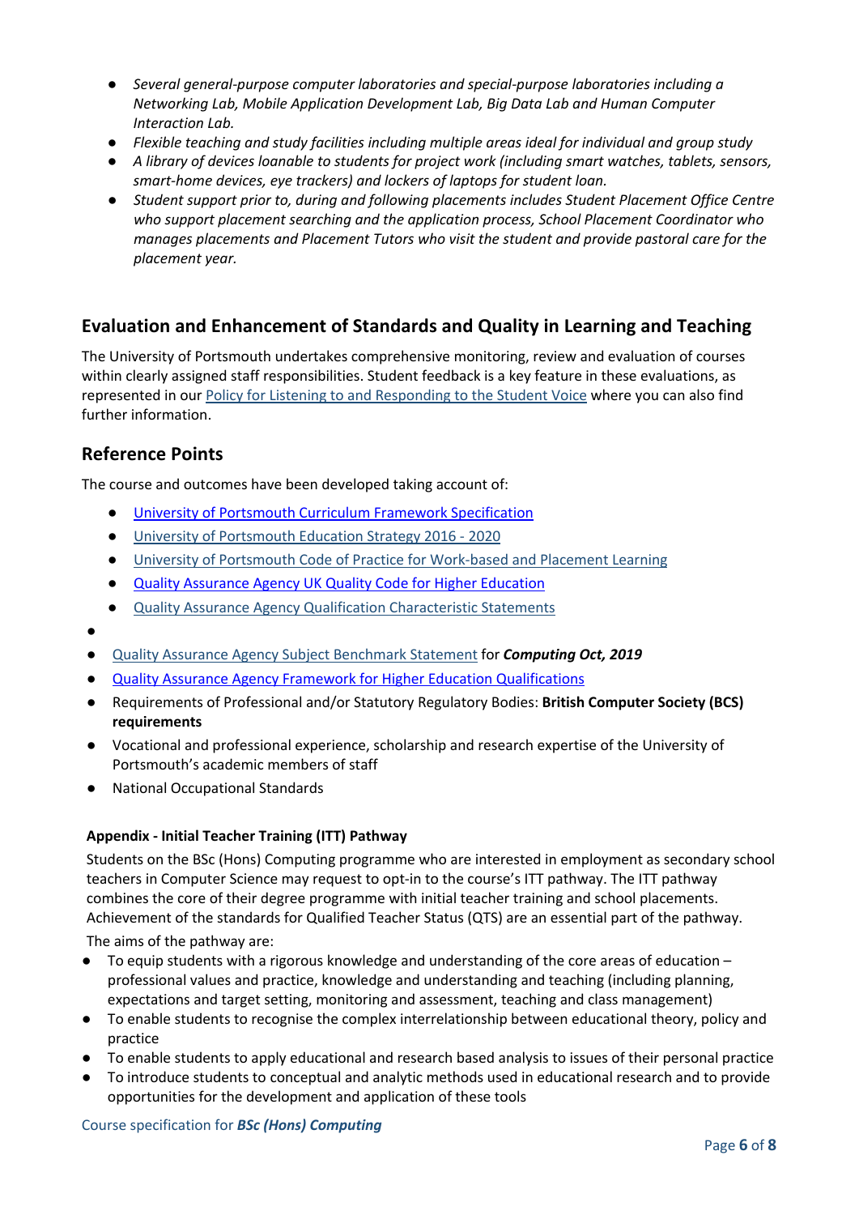- *Several general-purpose computer laboratories and special-purpose laboratories including a Networking Lab, Mobile Application Development Lab, Big Data Lab and Human Computer Interaction Lab.*
- *Flexible teaching and study facilities including multiple areas ideal for individual and group study*
- *A library of devices loanable to students for project work (including smart watches, tablets, sensors, smart-home devices, eye trackers) and lockers of laptops for student loan.*
- *Student support prior to, during and following placements includes Student Placement Office Centre who support placement searching and the application process, School Placement Coordinator who manages placements and Placement Tutors who visit the student and provide pastoral care for the placement year.*

## Evaluation and Enhancement of Standards and Quality in Learning and Teaching

The University of Portsmouth undertakes comprehensive monitoring, review and evaluation of courses within clearly assigned staff responsibilities. Student feedback is a key feature in these evaluations, as represented in our Policy for Listening to and Responding to the Student Voice where you can also find further information.

## Reference Points

The course and outcomes have been developed taking account of:

- University of Portsmouth Curriculum Framework Specification
- University of Portsmouth Education Strategy 2016 - 2020
- University of Portsmouth Code of Practice for Work-based and Placement Learning
- Quality Assurance Agency UK Quality Code for Higher Education
- Quality Assurance Agency Qualification Characteristic Statements
- Quality Assurance Agency Subject Benchmark Statement for ***Computing Oct, 2019***
- Quality Assurance Agency Framework for Higher Education Qualifications
- Requirements of Professional and/or Statutory Regulatory Bodies: **British Computer Society (BCS) requirements**
- Vocational and professional experience, scholarship and research expertise of the University of Portsmouth's academic members of staff
- National Occupational Standards

#### Appendix - Initial Teacher Training (ITT) Pathway

Students on the BSc (Hons) Computing programme who are interested in employment as secondary school teachers in Computer Science may request to opt-in to the course's ITT pathway. The ITT pathway combines the core of their degree programme with initial teacher training and school placements. Achievement of the standards for Qualified Teacher Status (QTS) are an essential part of the pathway.

The aims of the pathway are:

- To equip students with a rigorous knowledge and understanding of the core areas of education – professional values and practice, knowledge and understanding and teaching (including planning, expectations and target setting, monitoring and assessment, teaching and class management)
- To enable students to recognise the complex interrelationship between educational theory, policy and practice
- To enable students to apply educational and research based analysis to issues of their personal practice
- To introduce students to conceptual and analytic methods used in educational research and to provide opportunities for the development and application of these tools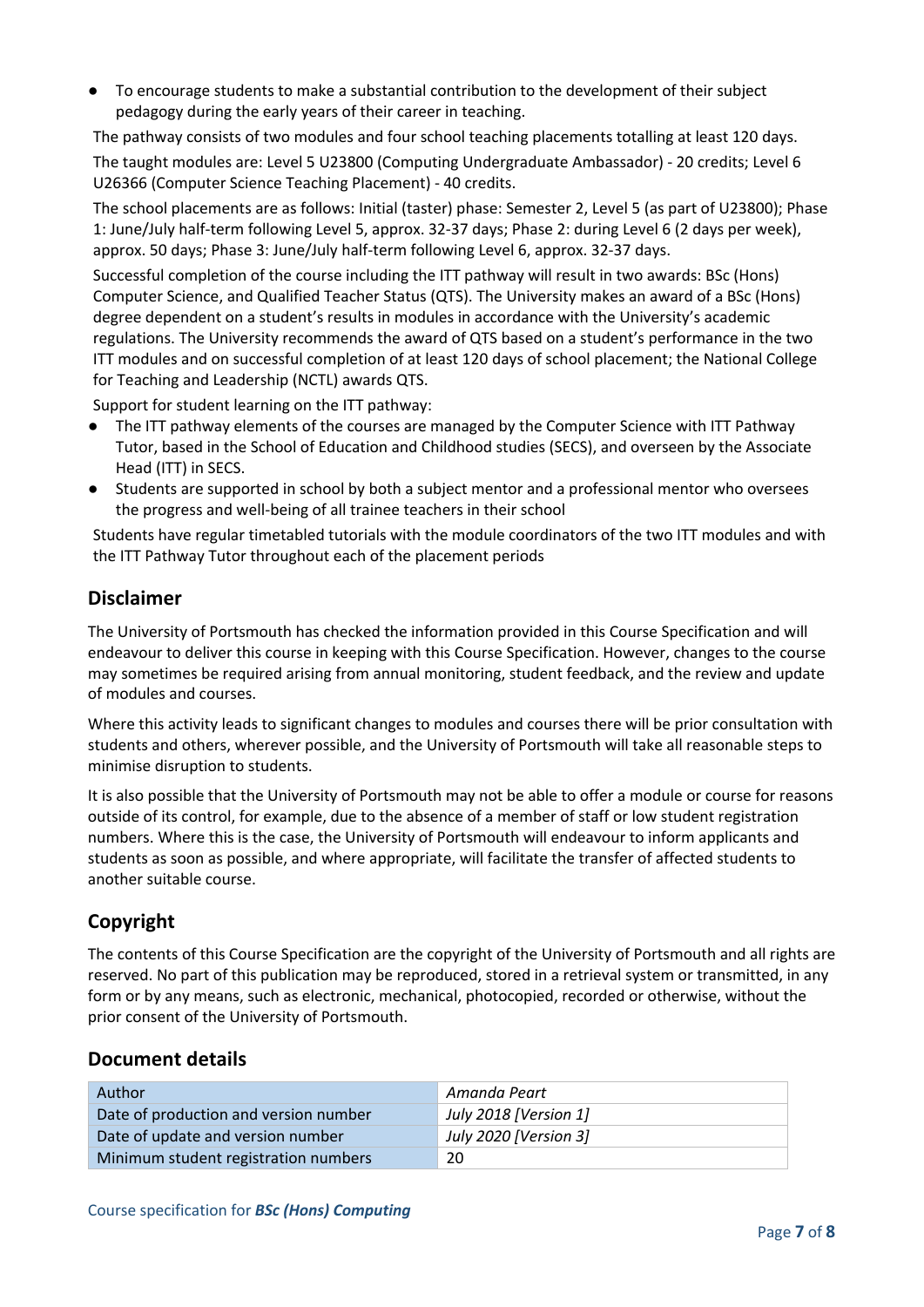- To encourage students to make a substantial contribution to the development of their subject pedagogy during the early years of their career in teaching.

The pathway consists of two modules and four school teaching placements totalling at least 120 days.

The taught modules are: Level 5 U23800 (Computing Undergraduate Ambassador) - 20 credits; Level 6 U26366 (Computer Science Teaching Placement) - 40 credits.

The school placements are as follows: Initial (taster) phase: Semester 2, Level 5 (as part of U23800); Phase 1: June/July half-term following Level 5, approx. 32-37 days; Phase 2: during Level 6 (2 days per week), approx. 50 days; Phase 3: June/July half-term following Level 6, approx. 32-37 days.

Successful completion of the course including the ITT pathway will result in two awards: BSc (Hons) Computer Science, and Qualified Teacher Status (QTS). The University makes an award of a BSc (Hons) degree dependent on a student's results in modules in accordance with the University's academic regulations. The University recommends the award of QTS based on a student's performance in the two ITT modules and on successful completion of at least 120 days of school placement; the National College for Teaching and Leadership (NCTL) awards QTS.

Support for student learning on the ITT pathway:

- The ITT pathway elements of the courses are managed by the Computer Science with ITT Pathway Tutor, based in the School of Education and Childhood studies (SECS), and overseen by the Associate Head (ITT) in SECS.
- Students are supported in school by both a subject mentor and a professional mentor who oversees the progress and well-being of all trainee teachers in their school

Students have regular timetabled tutorials with the module coordinators of the two ITT modules and with the ITT Pathway Tutor throughout each of the placement periods

## Disclaimer

The University of Portsmouth has checked the information provided in this Course Specification and will endeavour to deliver this course in keeping with this Course Specification. However, changes to the course may sometimes be required arising from annual monitoring, student feedback, and the review and update of modules and courses.

Where this activity leads to significant changes to modules and courses there will be prior consultation with students and others, wherever possible, and the University of Portsmouth will take all reasonable steps to minimise disruption to students.

It is also possible that the University of Portsmouth may not be able to offer a module or course for reasons outside of its control, for example, due to the absence of a member of staff or low student registration numbers. Where this is the case, the University of Portsmouth will endeavour to inform applicants and students as soon as possible, and where appropriate, will facilitate the transfer of affected students to another suitable course.

## Copyright

The contents of this Course Specification are the copyright of the University of Portsmouth and all rights are reserved. No part of this publication may be reproduced, stored in a retrieval system or transmitted, in any form or by any means, such as electronic, mechanical, photocopied, recorded or otherwise, without the prior consent of the University of Portsmouth.

## Document details

| | |
|---|---|
| Author | *Amanda Peart* |
| Date of production and version number | *July 2018 [Version 1]* |
| Date of update and version number | *July 2020 [Version 3]* |
| Minimum student registration numbers | 20 |